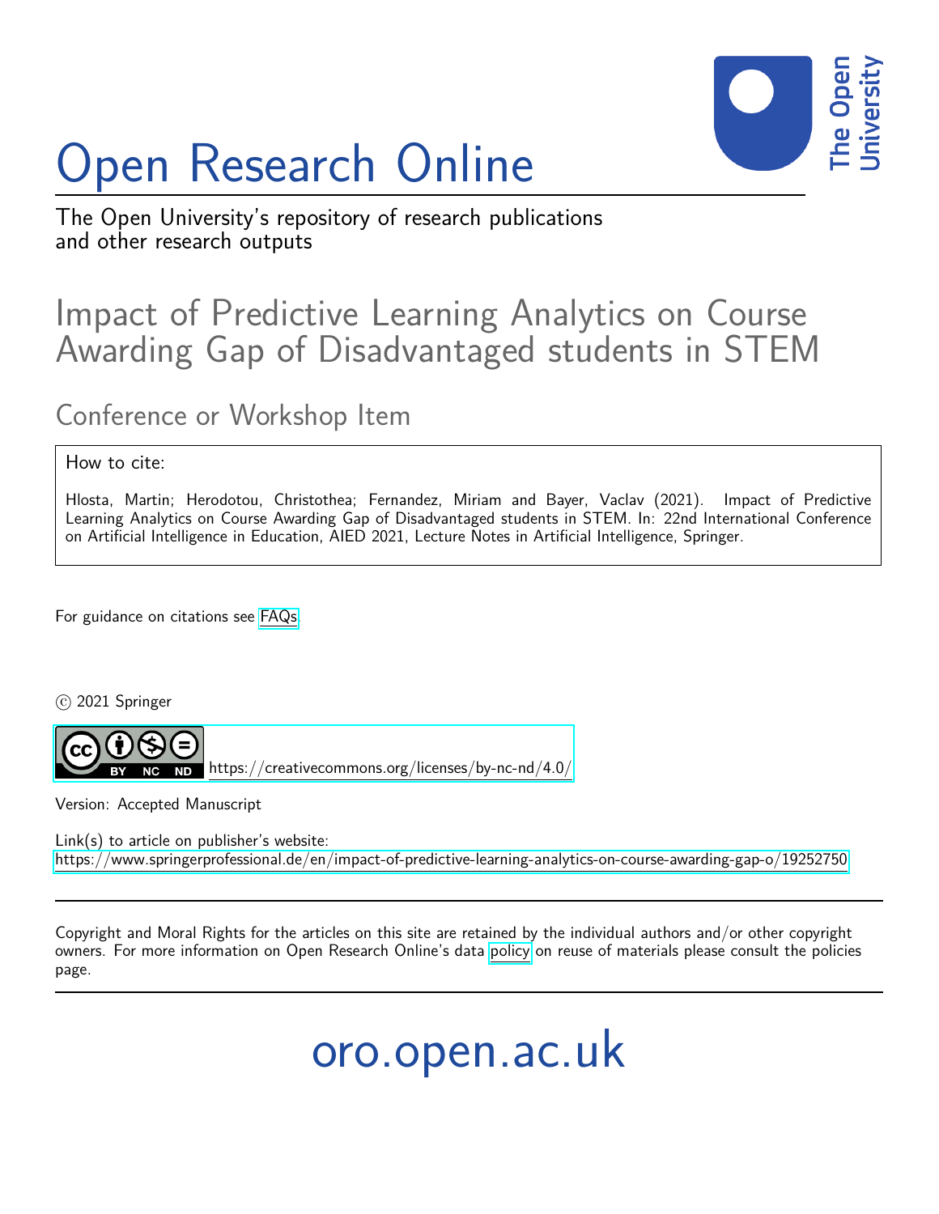# Open Research Online

The Open University's repository of research publications and other research outputs

## Impact of Predictive Learning Analytics on Course Awarding Gap of Disadvantaged students in STEM

### Conference or Workshop Item

How to cite:

Hlosta, Martin; Herodotou, Christothea; Fernandez, Miriam and Bayer, Vaclav (2021). Impact of Predictive Learning Analytics on Course Awarding Gap of Disadvantaged students in STEM. In: 22nd International Conference on Artificial Intelligence in Education, AIED 2021, Lecture Notes in Artificial Intelligence, Springer.

For guidance on citations see FAQs.

© 2021 Springer

https://creativecommons.org/licenses/by-nc-nd/4.0/

Version: Accepted Manuscript

Link(s) to article on publisher's website:
https://www.springerprofessional.de/en/impact-of-predictive-learning-analytics-on-course-awarding-gap-o/19252750

Copyright and Moral Rights for the articles on this site are retained by the individual authors and/or other copyright owners. For more information on Open Research Online's data policy on reuse of materials please consult the policies page.

oro.open.ac.uk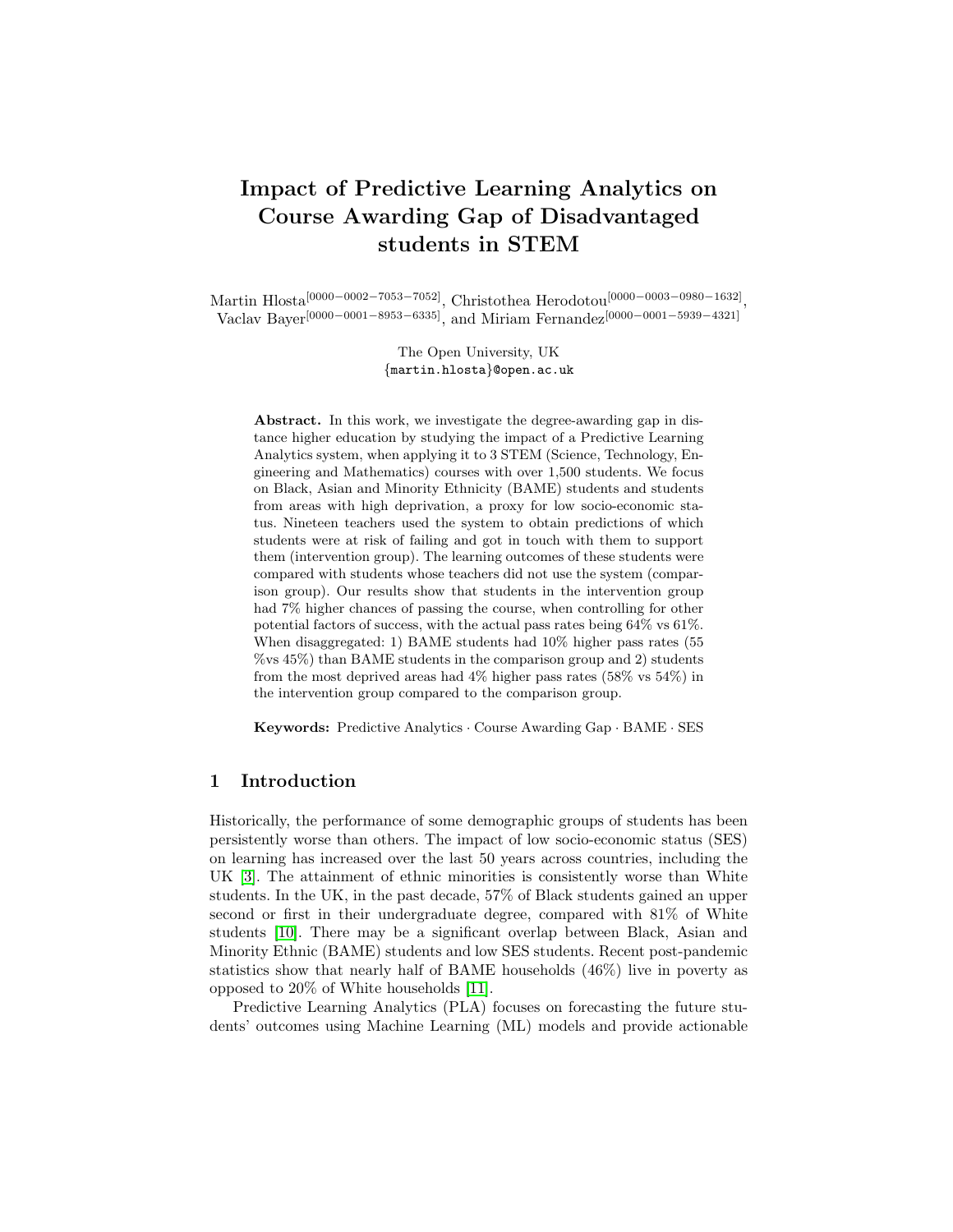# Impact of Predictive Learning Analytics on Course Awarding Gap of Disadvantaged students in STEM

Martin Hlosta[0000−0002−7053−7052], Christothea Herodotou[0000−0003−0980−1632], Vaclav Bayer[0000−0001−8953−6335], and Miriam Fernandez[0000−0001−5939−4321]

The Open University, UK
{martin.hlosta}@open.ac.uk

**Abstract.** In this work, we investigate the degree-awarding gap in distance higher education by studying the impact of a Predictive Learning Analytics system, when applying it to 3 STEM (Science, Technology, Engineering and Mathematics) courses with over 1,500 students. We focus on Black, Asian and Minority Ethnicity (BAME) students and students from areas with high deprivation, a proxy for low socio-economic status. Nineteen teachers used the system to obtain predictions of which students were at risk of failing and got in touch with them to support them (intervention group). The learning outcomes of these students were compared with students whose teachers did not use the system (comparison group). Our results show that students in the intervention group had 7% higher chances of passing the course, when controlling for other potential factors of success, with the actual pass rates being 64% vs 61%. When disaggregated: 1) BAME students had 10% higher pass rates (55 %vs 45%) than BAME students in the comparison group and 2) students from the most deprived areas had 4% higher pass rates (58% vs 54%) in the intervention group compared to the comparison group.

**Keywords:** Predictive Analytics · Course Awarding Gap · BAME · SES

## 1 Introduction

Historically, the performance of some demographic groups of students has been persistently worse than others. The impact of low socio-economic status (SES) on learning has increased over the last 50 years across countries, including the UK [3]. The attainment of ethnic minorities is consistently worse than White students. In the UK, in the past decade, 57% of Black students gained an upper second or first in their undergraduate degree, compared with 81% of White students [10]. There may be a significant overlap between Black, Asian and Minority Ethnic (BAME) students and low SES students. Recent post-pandemic statistics show that nearly half of BAME households (46%) live in poverty as opposed to 20% of White households [11].

Predictive Learning Analytics (PLA) focuses on forecasting the future students' outcomes using Machine Learning (ML) models and provide actionable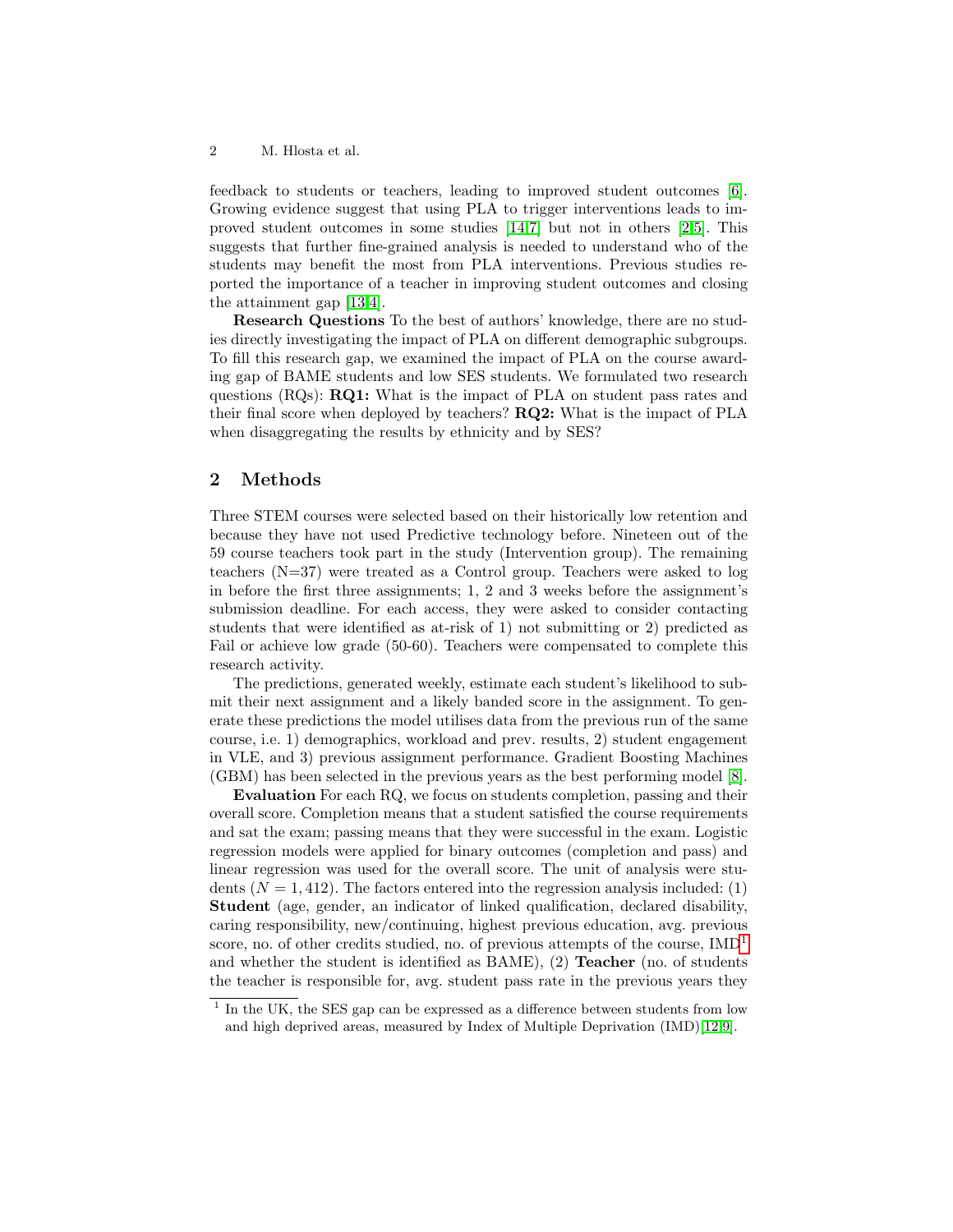feedback to students or teachers, leading to improved student outcomes [6]. Growing evidence suggest that using PLA to trigger interventions leads to improved student outcomes in some studies [14,7] but not in others [2,5]. This suggests that further fine-grained analysis is needed to understand who of the students may benefit the most from PLA interventions. Previous studies reported the importance of a teacher in improving student outcomes and closing the attainment gap [13,4].

**Research Questions** To the best of authors' knowledge, there are no studies directly investigating the impact of PLA on different demographic subgroups. To fill this research gap, we examined the impact of PLA on the course awarding gap of BAME students and low SES students. We formulated two research questions (RQs): **RQ1:** What is the impact of PLA on student pass rates and their final score when deployed by teachers? **RQ2:** What is the impact of PLA when disaggregating the results by ethnicity and by SES?

## 2 Methods

Three STEM courses were selected based on their historically low retention and because they have not used Predictive technology before. Nineteen out of the 59 course teachers took part in the study (Intervention group). The remaining teachers (N=37) were treated as a Control group. Teachers were asked to log in before the first three assignments; 1, 2 and 3 weeks before the assignment's submission deadline. For each access, they were asked to consider contacting students that were identified as at-risk of 1) not submitting or 2) predicted as Fail or achieve low grade (50-60). Teachers were compensated to complete this research activity.

The predictions, generated weekly, estimate each student's likelihood to submit their next assignment and a likely banded score in the assignment. To generate these predictions the model utilises data from the previous run of the same course, i.e. 1) demographics, workload and prev. results, 2) student engagement in VLE, and 3) previous assignment performance. Gradient Boosting Machines (GBM) has been selected in the previous years as the best performing model [8].

**Evaluation** For each RQ, we focus on students completion, passing and their overall score. Completion means that a student satisfied the course requirements and sat the exam; passing means that they were successful in the exam. Logistic regression models were applied for binary outcomes (completion and pass) and linear regression was used for the overall score. The unit of analysis were students ($N = 1,412$). The factors entered into the regression analysis included: (1) **Student** (age, gender, an indicator of linked qualification, declared disability, caring responsibility, new/continuing, highest previous education, avg. previous score, no. of other credits studied, no. of previous attempts of the course, IMD[1] and whether the student is identified as BAME), (2) **Teacher** (no. of students the teacher is responsible for, avg. student pass rate in the previous years they

[1] In the UK, the SES gap can be expressed as a difference between students from low and high deprived areas, measured by Index of Multiple Deprivation (IMD)[12,9].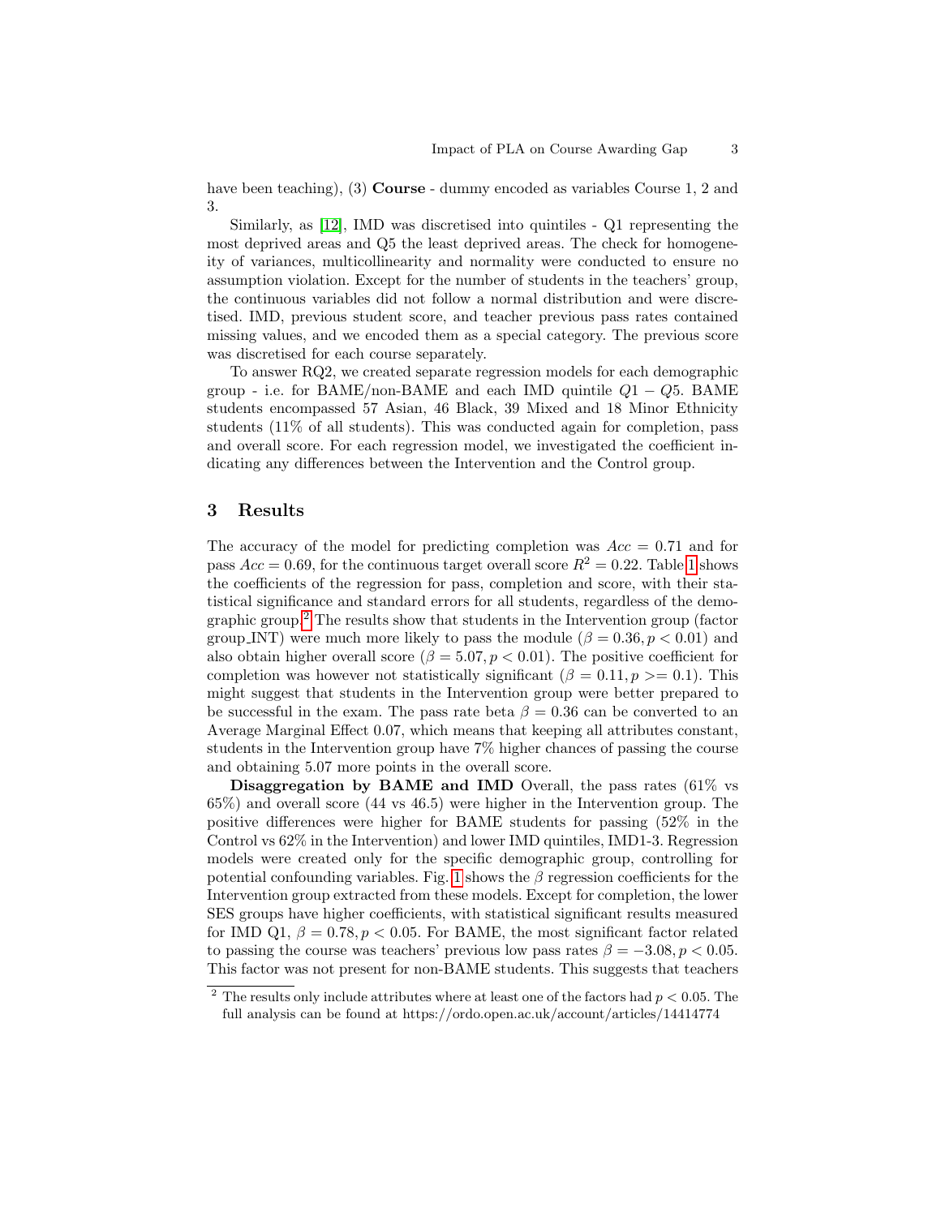have been teaching), (3) **Course** - dummy encoded as variables Course 1, 2 and 3.

Similarly, as [12], IMD was discretised into quintiles - Q1 representing the most deprived areas and Q5 the least deprived areas. The check for homogeneity of variances, multicollinearity and normality were conducted to ensure no assumption violation. Except for the number of students in the teachers' group, the continuous variables did not follow a normal distribution and were discretised. IMD, previous student score, and teacher previous pass rates contained missing values, and we encoded them as a special category. The previous score was discretised for each course separately.

To answer RQ2, we created separate regression models for each demographic group - i.e. for BAME/non-BAME and each IMD quintile $Q1 - Q5$. BAME students encompassed 57 Asian, 46 Black, 39 Mixed and 18 Minor Ethnicity students (11% of all students). This was conducted again for completion, pass and overall score. For each regression model, we investigated the coefficient indicating any differences between the Intervention and the Control group.

## 3 Results

The accuracy of the model for predicting completion was $Acc = 0.71$ and for pass $Acc = 0.69$, for the continuous target overall score $R^2 = 0.22$. Table 1 shows the coefficients of the regression for pass, completion and score, with their statistical significance and standard errors for all students, regardless of the demographic group.[2] The results show that students in the Intervention group (factor group_INT) were much more likely to pass the module ($\beta = 0.36, p < 0.01$) and also obtain higher overall score ($\beta = 5.07, p < 0.01$). The positive coefficient for completion was however not statistically significant ($\beta = 0.11, p >= 0.1$). This might suggest that students in the Intervention group were better prepared to be successful in the exam. The pass rate beta $\beta = 0.36$ can be converted to an Average Marginal Effect 0.07, which means that keeping all attributes constant, students in the Intervention group have 7% higher chances of passing the course and obtaining 5.07 more points in the overall score.

**Disaggregation by BAME and IMD** Overall, the pass rates (61% vs 65%) and overall score (44 vs 46.5) were higher in the Intervention group. The positive differences were higher for BAME students for passing (52% in the Control vs 62% in the Intervention) and lower IMD quintiles, IMD1-3. Regression models were created only for the specific demographic group, controlling for potential confounding variables. Fig. 1 shows the $\beta$ regression coefficients for the Intervention group extracted from these models. Except for completion, the lower SES groups have higher coefficients, with statistical significant results measured for IMD Q1, $\beta = 0.78, p < 0.05$. For BAME, the most significant factor related to passing the course was teachers' previous low pass rates $\beta = -3.08, p < 0.05$. This factor was not present for non-BAME students. This suggests that teachers

[2] The results only include attributes where at least one of the factors had $p < 0.05$. The full analysis can be found at https://ordo.open.ac.uk/account/articles/14414774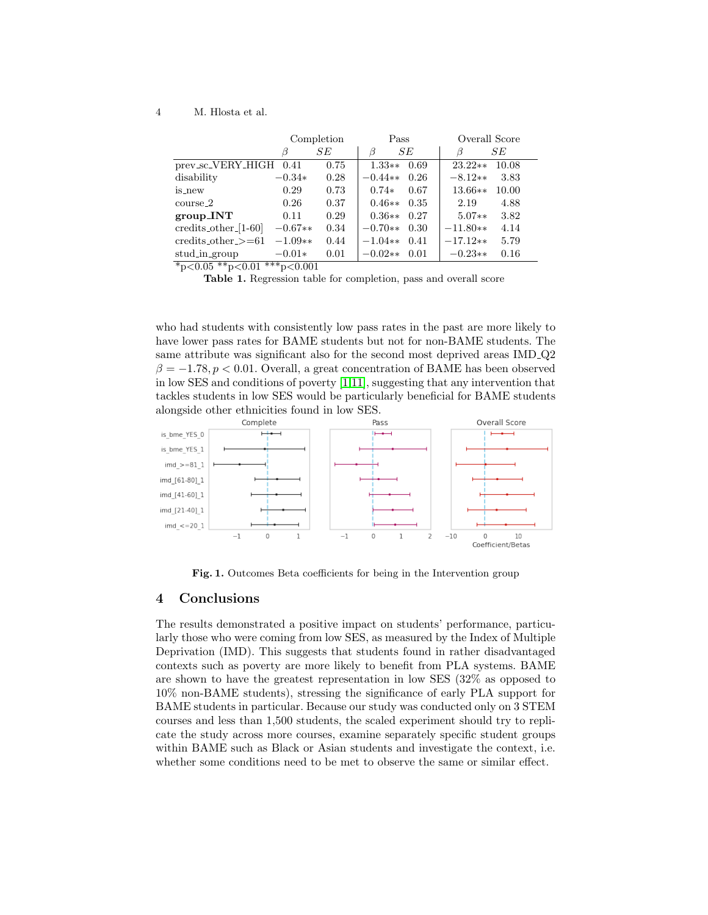| | Completion | | Pass | | Overall Score | |
|---|---|---|---|---|---|---|
| | $\beta$ | $SE$ | $\beta$ | $SE$ | $\beta$ | $SE$ |
| prev_sc_VERY_HIGH | 0.41 | 0.75 | 1.33** | 0.69 | 23.22** | 10.08 |
| disability | −0.34* | 0.28 | −0.44** | 0.26 | −8.12** | 3.83 |
| is_new | 0.29 | 0.73 | 0.74* | 0.67 | 13.66** | 10.00 |
| course_2 | 0.26 | 0.37 | 0.46** | 0.35 | 2.19 | 4.88 |
| **group_INT** | 0.11 | 0.29 | 0.36** | 0.27 | 5.07** | 3.82 |
| credits_other_[1-60] | −0.67** | 0.34 | −0.70** | 0.30 | −11.80** | 4.14 |
| credits_other_>=61 | −1.09** | 0.44 | −1.04** | 0.41 | −17.12** | 5.79 |
| stud_in_group | −0.01* | 0.01 | −0.02** | 0.01 | −0.23** | 0.16 |

*p<0.05 **p<0.01 ***p<0.001

**Table 1.** Regression table for completion, pass and overall score

who had students with consistently low pass rates in the past are more likely to have lower pass rates for BAME students but not for non-BAME students. The same attribute was significant also for the second most deprived areas IMD_Q2 $\beta = -1.78, p < 0.01$. Overall, a great concentration of BAME has been observed in low SES and conditions of poverty [1,11], suggesting that any intervention that tackles students in low SES would be particularly beneficial for BAME students alongside other ethnicities found in low SES.

**Fig. 1.** Outcomes Beta coefficients for being in the Intervention group

## 4 Conclusions

The results demonstrated a positive impact on students' performance, particularly those who were coming from low SES, as measured by the Index of Multiple Deprivation (IMD). This suggests that students found in rather disadvantaged contexts such as poverty are more likely to benefit from PLA systems. BAME are shown to have the greatest representation in low SES (32% as opposed to 10% non-BAME students), stressing the significance of early PLA support for BAME students in particular. Because our study was conducted only on 3 STEM courses and less than 1,500 students, the scaled experiment should try to replicate the study across more courses, examine separately specific student groups within BAME such as Black or Asian students and investigate the context, i.e. whether some conditions need to be met to observe the same or similar effect.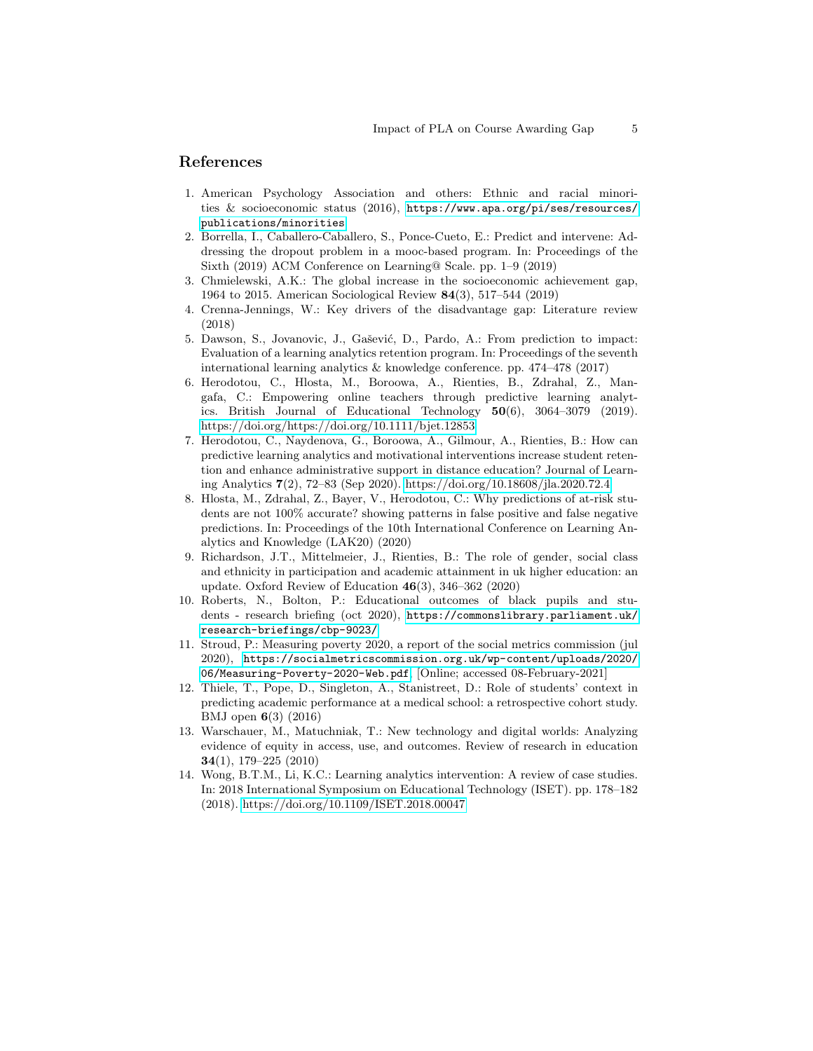## References

1. American Psychology Association and others: Ethnic and racial minorities & socioeconomic status (2016), https://www.apa.org/pi/ses/resources/publications/minorities
2. Borrella, I., Caballero-Caballero, S., Ponce-Cueto, E.: Predict and intervene: Addressing the dropout problem in a mooc-based program. In: Proceedings of the Sixth (2019) ACM Conference on Learning@ Scale. pp. 1–9 (2019)
3. Chmielewski, A.K.: The global increase in the socioeconomic achievement gap, 1964 to 2015. American Sociological Review **84**(3), 517–544 (2019)
4. Crenna-Jennings, W.: Key drivers of the disadvantage gap: Literature review (2018)
5. Dawson, S., Jovanovic, J., Gašević, D., Pardo, A.: From prediction to impact: Evaluation of a learning analytics retention program. In: Proceedings of the seventh international learning analytics & knowledge conference. pp. 474–478 (2017)
6. Herodotou, C., Hlosta, M., Boroowa, A., Rienties, B., Zdrahal, Z., Mangafa, C.: Empowering online teachers through predictive learning analytics. British Journal of Educational Technology **50**(6), 3064–3079 (2019). https://doi.org/https://doi.org/10.1111/bjet.12853
7. Herodotou, C., Naydenova, G., Boroowa, A., Gilmour, A., Rienties, B.: How can predictive learning analytics and motivational interventions increase student retention and enhance administrative support in distance education? Journal of Learning Analytics **7**(2), 72–83 (Sep 2020). https://doi.org/10.18608/jla.2020.72.4
8. Hlosta, M., Zdrahal, Z., Bayer, V., Herodotou, C.: Why predictions of at-risk students are not 100% accurate? showing patterns in false positive and false negative predictions. In: Proceedings of the 10th International Conference on Learning Analytics and Knowledge (LAK20) (2020)
9. Richardson, J.T., Mittelmeier, J., Rienties, B.: The role of gender, social class and ethnicity in participation and academic attainment in uk higher education: an update. Oxford Review of Education **46**(3), 346–362 (2020)
10. Roberts, N., Bolton, P.: Educational outcomes of black pupils and students - research briefing (oct 2020), https://commonslibrary.parliament.uk/research-briefings/cbp-9023/
11. Stroud, P.: Measuring poverty 2020, a report of the social metrics commission (jul 2020), https://socialmetricscommission.org.uk/wp-content/uploads/2020/06/Measuring-Poverty-2020-Web.pdf, [Online; accessed 08-February-2021]
12. Thiele, T., Pope, D., Singleton, A., Stanistreet, D.: Role of students' context in predicting academic performance at a medical school: a retrospective cohort study. BMJ open **6**(3) (2016)
13. Warschauer, M., Matuchniak, T.: New technology and digital worlds: Analyzing evidence of equity in access, use, and outcomes. Review of research in education **34**(1), 179–225 (2010)
14. Wong, B.T.M., Li, K.C.: Learning analytics intervention: A review of case studies. In: 2018 International Symposium on Educational Technology (ISET). pp. 178–182 (2018). https://doi.org/10.1109/ISET.2018.00047